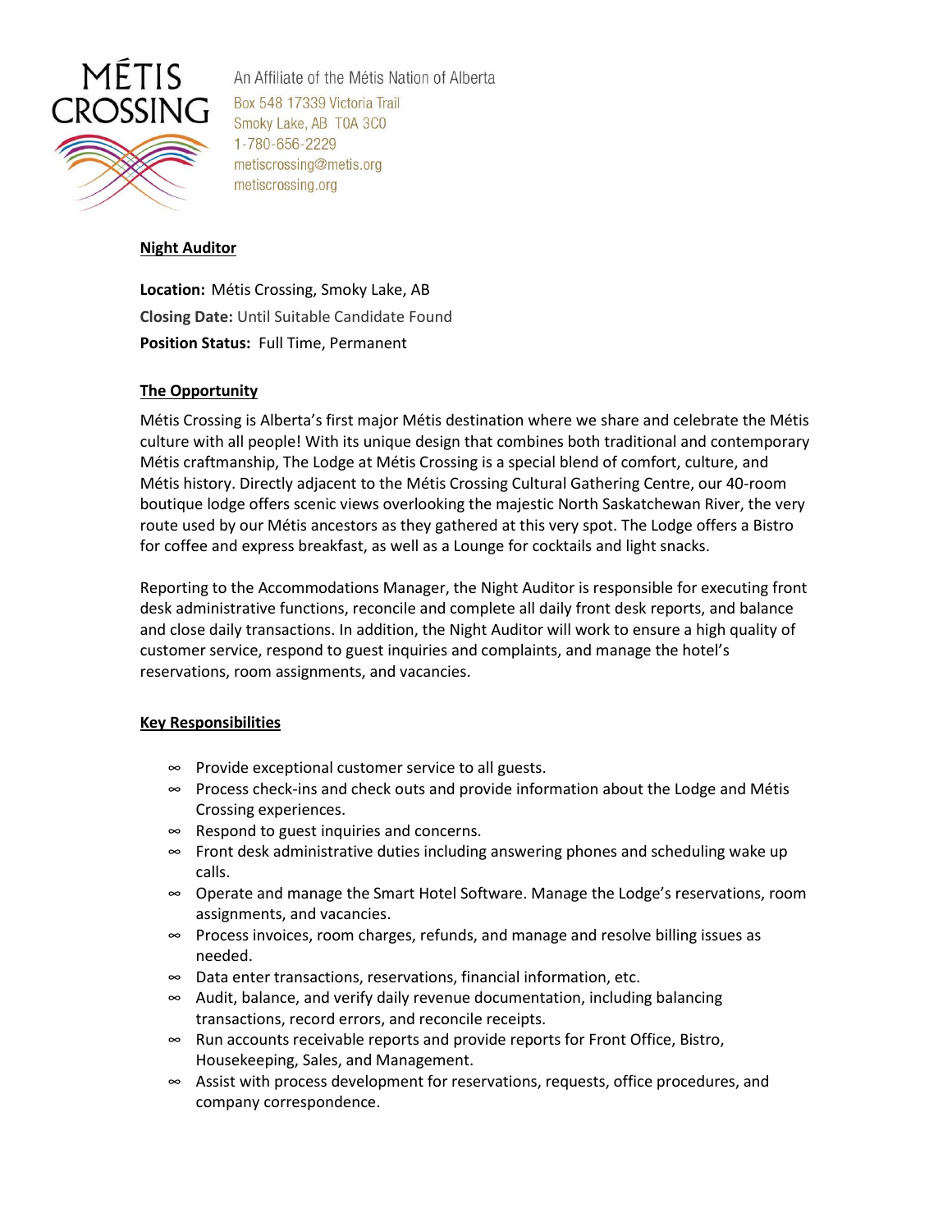MÉTIS CROSSING

An Affiliate of the Métis Nation of Alberta
Box 548 17339 Victoria Trail
Smoky Lake, AB T0A 3C0
1-780-656-2229
metiscrossing@metis.org
metiscrossing.org

## Night Auditor

**Location:** Métis Crossing, Smoky Lake, AB
**Closing Date:** Until Suitable Candidate Found
**Position Status:** Full Time, Permanent

### The Opportunity

Métis Crossing is Alberta's first major Métis destination where we share and celebrate the Métis culture with all people! With its unique design that combines both traditional and contemporary Métis craftmanship, The Lodge at Métis Crossing is a special blend of comfort, culture, and Métis history. Directly adjacent to the Métis Crossing Cultural Gathering Centre, our 40-room boutique lodge offers scenic views overlooking the majestic North Saskatchewan River, the very route used by our Métis ancestors as they gathered at this very spot. The Lodge offers a Bistro for coffee and express breakfast, as well as a Lounge for cocktails and light snacks.

Reporting to the Accommodations Manager, the Night Auditor is responsible for executing front desk administrative functions, reconcile and complete all daily front desk reports, and balance and close daily transactions. In addition, the Night Auditor will work to ensure a high quality of customer service, respond to guest inquiries and complaints, and manage the hotel's reservations, room assignments, and vacancies.

### Key Responsibilities

- Provide exceptional customer service to all guests.
- Process check-ins and check outs and provide information about the Lodge and Métis Crossing experiences.
- Respond to guest inquiries and concerns.
- Front desk administrative duties including answering phones and scheduling wake up calls.
- Operate and manage the Smart Hotel Software. Manage the Lodge's reservations, room assignments, and vacancies.
- Process invoices, room charges, refunds, and manage and resolve billing issues as needed.
- Data enter transactions, reservations, financial information, etc.
- Audit, balance, and verify daily revenue documentation, including balancing transactions, record errors, and reconcile receipts.
- Run accounts receivable reports and provide reports for Front Office, Bistro, Housekeeping, Sales, and Management.
- Assist with process development for reservations, requests, office procedures, and company correspondence.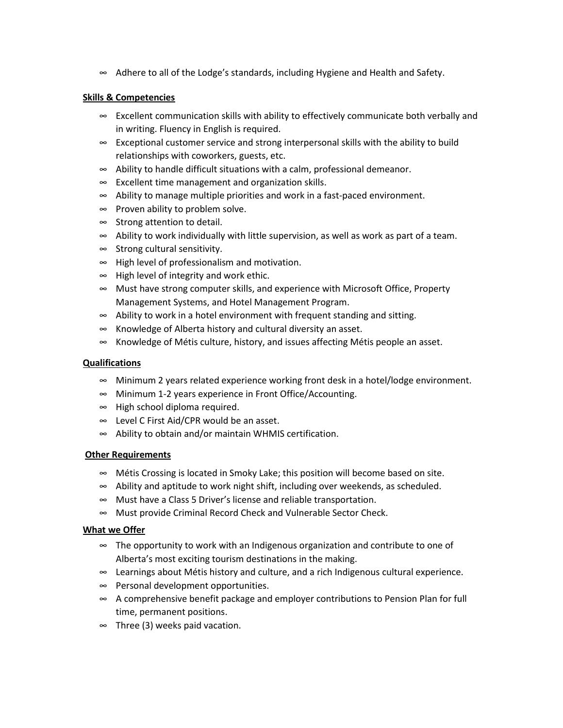- Adhere to all of the Lodge's standards, including Hygiene and Health and Safety.

**Skills & Competencies**

- Excellent communication skills with ability to effectively communicate both verbally and in writing. Fluency in English is required.
- Exceptional customer service and strong interpersonal skills with the ability to build relationships with coworkers, guests, etc.
- Ability to handle difficult situations with a calm, professional demeanor.
- Excellent time management and organization skills.
- Ability to manage multiple priorities and work in a fast-paced environment.
- Proven ability to problem solve.
- Strong attention to detail.
- Ability to work individually with little supervision, as well as work as part of a team.
- Strong cultural sensitivity.
- High level of professionalism and motivation.
- High level of integrity and work ethic.
- Must have strong computer skills, and experience with Microsoft Office, Property Management Systems, and Hotel Management Program.
- Ability to work in a hotel environment with frequent standing and sitting.
- Knowledge of Alberta history and cultural diversity an asset.
- Knowledge of Métis culture, history, and issues affecting Métis people an asset.

**Qualifications**

- Minimum 2 years related experience working front desk in a hotel/lodge environment.
- Minimum 1-2 years experience in Front Office/Accounting.
- High school diploma required.
- Level C First Aid/CPR would be an asset.
- Ability to obtain and/or maintain WHMIS certification.

**Other Requirements**

- Métis Crossing is located in Smoky Lake; this position will become based on site.
- Ability and aptitude to work night shift, including over weekends, as scheduled.
- Must have a Class 5 Driver's license and reliable transportation.
- Must provide Criminal Record Check and Vulnerable Sector Check.

**What we Offer**

- The opportunity to work with an Indigenous organization and contribute to one of Alberta's most exciting tourism destinations in the making.
- Learnings about Métis history and culture, and a rich Indigenous cultural experience.
- Personal development opportunities.
- A comprehensive benefit package and employer contributions to Pension Plan for full time, permanent positions.
- Three (3) weeks paid vacation.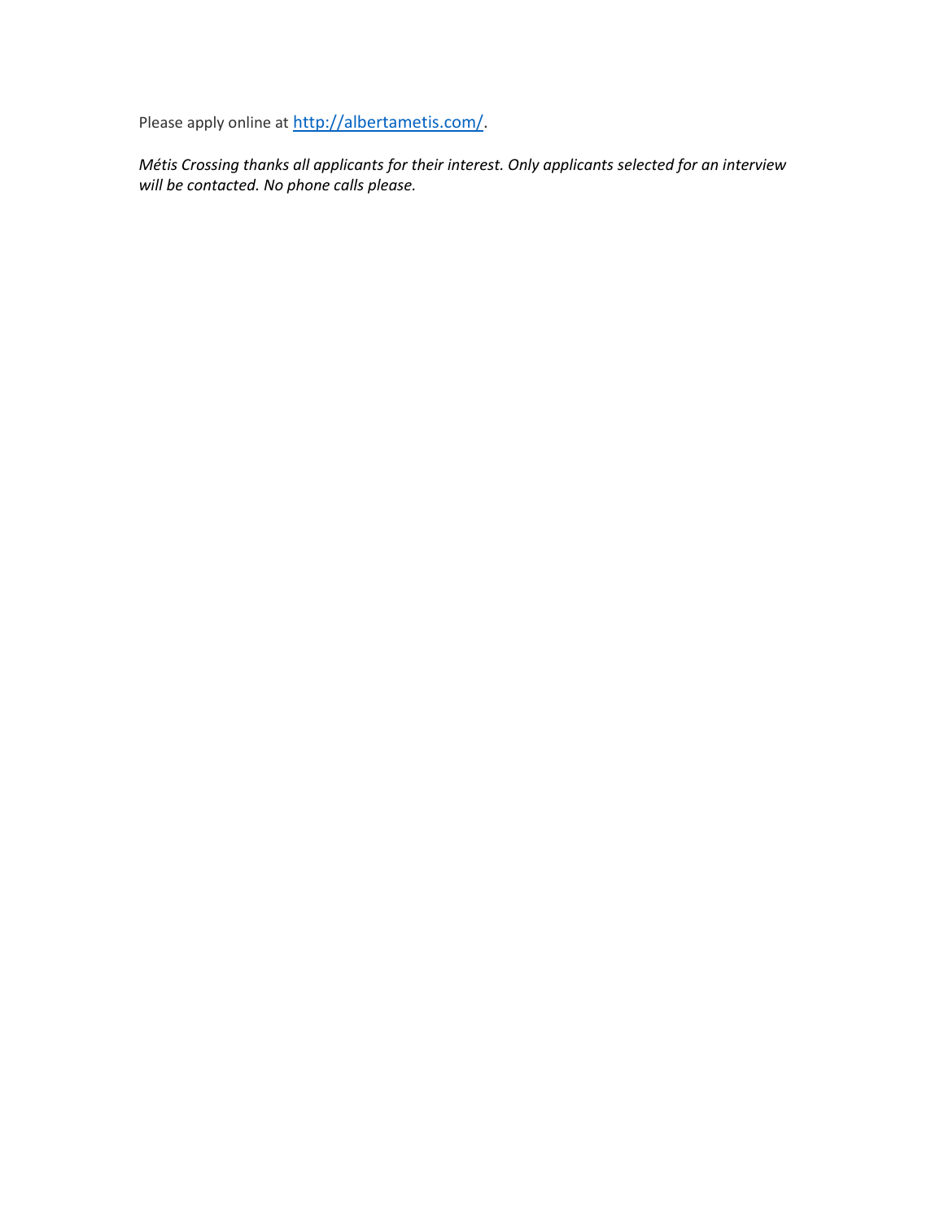Please apply online at [http://albertametis.com/](http://albertametis.com/).

*Métis Crossing thanks all applicants for their interest. Only applicants selected for an interview will be contacted. No phone calls please.*